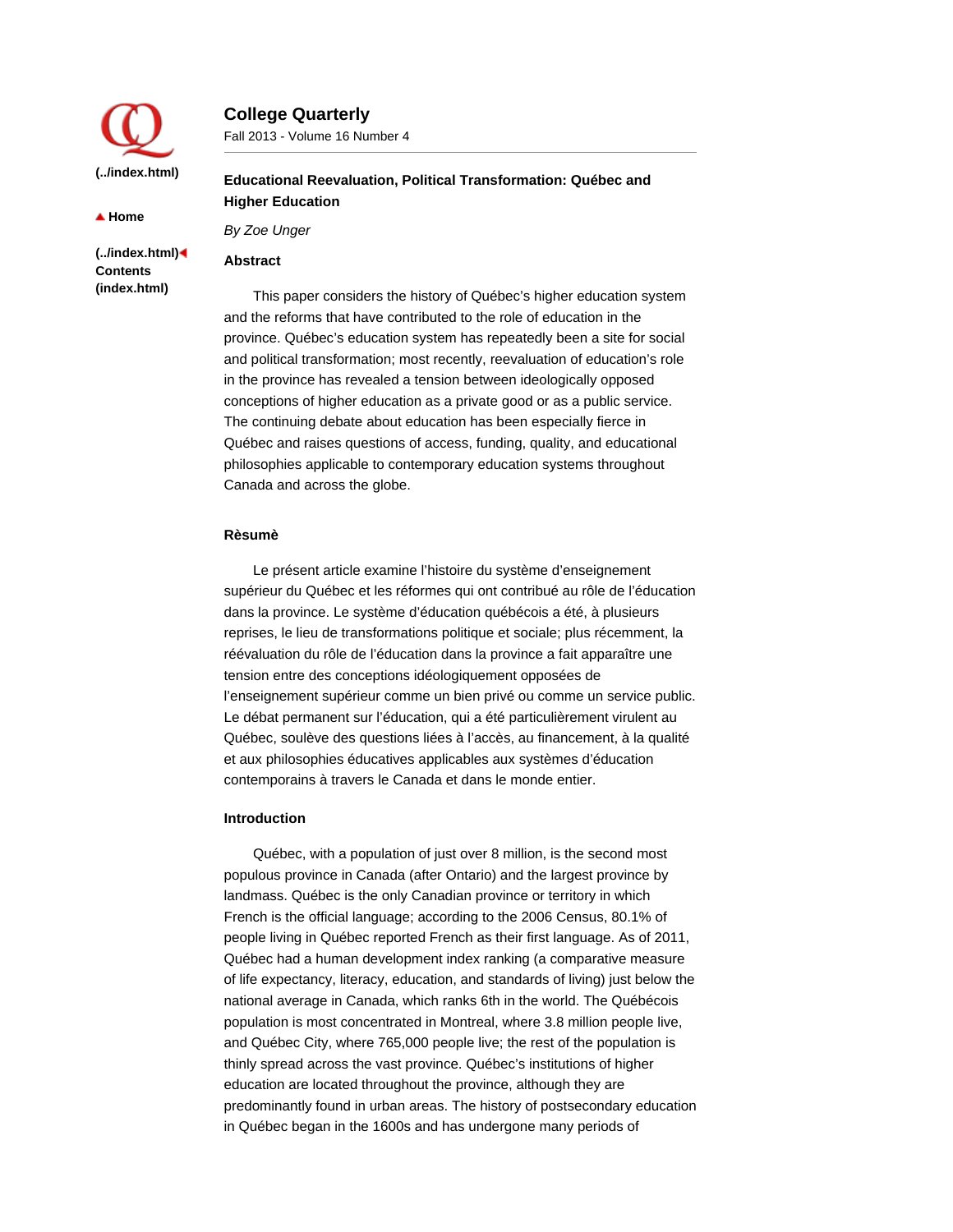# College Quarterly

Fall 2013 - Volume 16 Number 4

## Educational Reevaluation, Political Transformation: Québec and Higher Education

*By Zoe Unger*

### Abstract

This paper considers the history of Québec's higher education system and the reforms that have contributed to the role of education in the province. Québec's education system has repeatedly been a site for social and political transformation; most recently, reevaluation of education's role in the province has revealed a tension between ideologically opposed conceptions of higher education as a private good or as a public service. The continuing debate about education has been especially fierce in Québec and raises questions of access, funding, quality, and educational philosophies applicable to contemporary education systems throughout Canada and across the globe.

### Rèsumè

Le présent article examine l'histoire du système d'enseignement supérieur du Québec et les réformes qui ont contribué au rôle de l'éducation dans la province. Le système d'éducation québécois a été, à plusieurs reprises, le lieu de transformations politique et sociale; plus récemment, la réévaluation du rôle de l'éducation dans la province a fait apparaître une tension entre des conceptions idéologiquement opposées de l'enseignement supérieur comme un bien privé ou comme un service public. Le débat permanent sur l'éducation, qui a été particulièrement virulent au Québec, soulève des questions liées à l'accès, au financement, à la qualité et aux philosophies éducatives applicables aux systèmes d'éducation contemporains à travers le Canada et dans le monde entier.

### Introduction

Québec, with a population of just over 8 million, is the second most populous province in Canada (after Ontario) and the largest province by landmass. Québec is the only Canadian province or territory in which French is the official language; according to the 2006 Census, 80.1% of people living in Québec reported French as their first language. As of 2011, Québec had a human development index ranking (a comparative measure of life expectancy, literacy, education, and standards of living) just below the national average in Canada, which ranks 6th in the world. The Québécois population is most concentrated in Montreal, where 3.8 million people live, and Québec City, where 765,000 people live; the rest of the population is thinly spread across the vast province. Québec's institutions of higher education are located throughout the province, although they are predominantly found in urban areas. The history of postsecondary education in Québec began in the 1600s and has undergone many periods of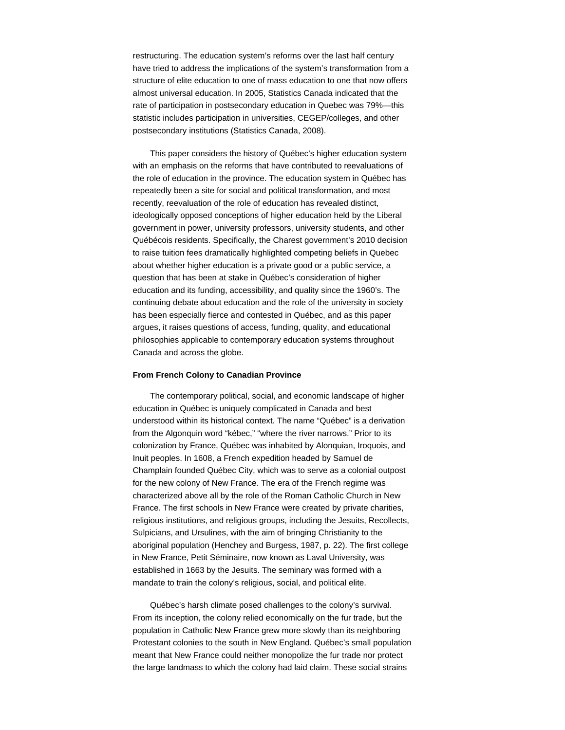restructuring. The education system's reforms over the last half century have tried to address the implications of the system's transformation from a structure of elite education to one of mass education to one that now offers almost universal education. In 2005, Statistics Canada indicated that the rate of participation in postsecondary education in Quebec was 79%—this statistic includes participation in universities, CEGEP/colleges, and other postsecondary institutions (Statistics Canada, 2008).

This paper considers the history of Québec's higher education system with an emphasis on the reforms that have contributed to reevaluations of the role of education in the province. The education system in Québec has repeatedly been a site for social and political transformation, and most recently, reevaluation of the role of education has revealed distinct, ideologically opposed conceptions of higher education held by the Liberal government in power, university professors, university students, and other Québécois residents. Specifically, the Charest government's 2010 decision to raise tuition fees dramatically highlighted competing beliefs in Quebec about whether higher education is a private good or a public service, a question that has been at stake in Québec's consideration of higher education and its funding, accessibility, and quality since the 1960's. The continuing debate about education and the role of the university in society has been especially fierce and contested in Québec, and as this paper argues, it raises questions of access, funding, quality, and educational philosophies applicable to contemporary education systems throughout Canada and across the globe.

**From French Colony to Canadian Province**

The contemporary political, social, and economic landscape of higher education in Québec is uniquely complicated in Canada and best understood within its historical context. The name "Québec" is a derivation from the Algonquin word "kébec," "where the river narrows." Prior to its colonization by France, Québec was inhabited by Alonquian, Iroquois, and Inuit peoples. In 1608, a French expedition headed by Samuel de Champlain founded Québec City, which was to serve as a colonial outpost for the new colony of New France. The era of the French regime was characterized above all by the role of the Roman Catholic Church in New France. The first schools in New France were created by private charities, religious institutions, and religious groups, including the Jesuits, Recollects, Sulpicians, and Ursulines, with the aim of bringing Christianity to the aboriginal population (Henchey and Burgess, 1987, p. 22). The first college in New France, Petit Séminaire, now known as Laval University, was established in 1663 by the Jesuits. The seminary was formed with a mandate to train the colony's religious, social, and political elite.

Québec's harsh climate posed challenges to the colony's survival. From its inception, the colony relied economically on the fur trade, but the population in Catholic New France grew more slowly than its neighboring Protestant colonies to the south in New England. Québec's small population meant that New France could neither monopolize the fur trade nor protect the large landmass to which the colony had laid claim. These social strains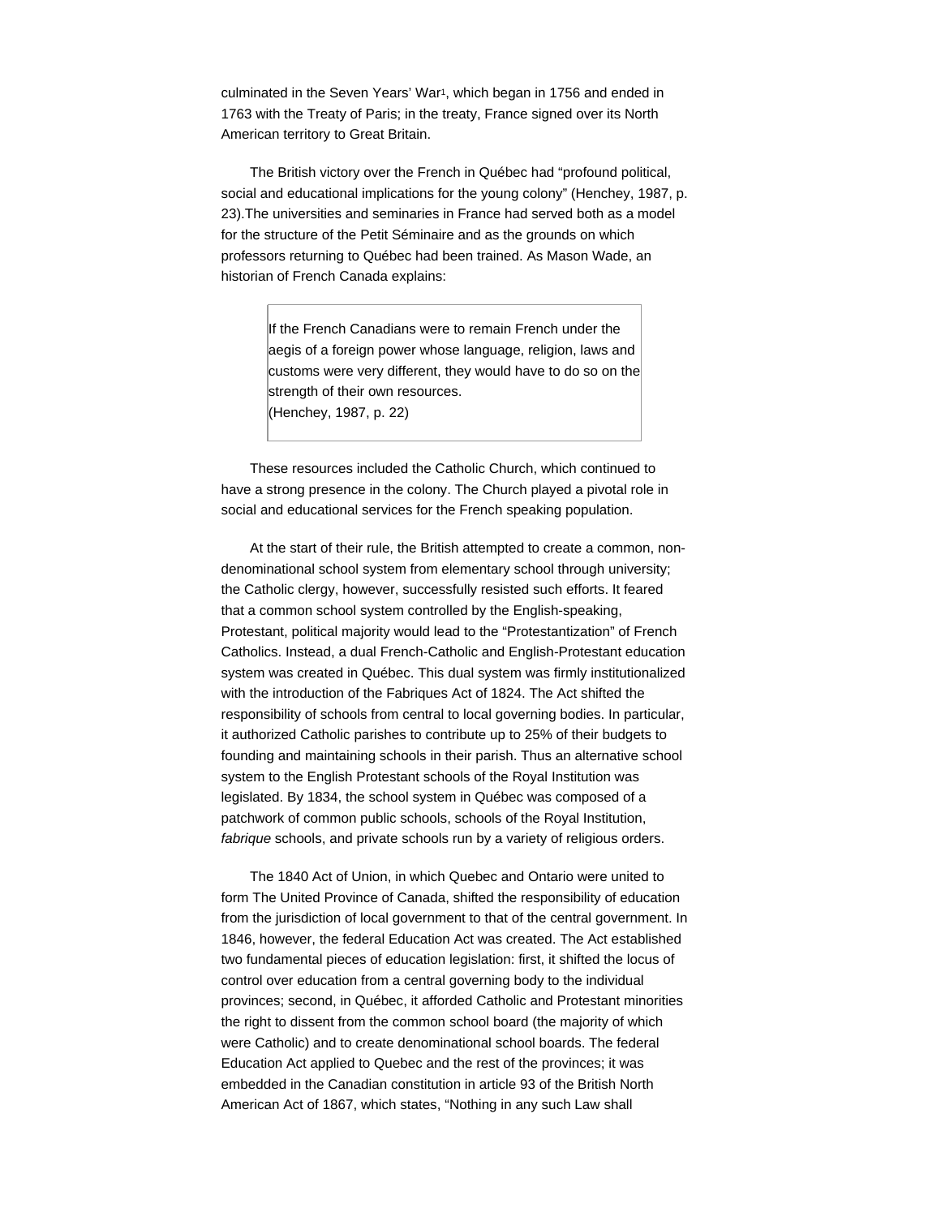culminated in the Seven Years' War[1], which began in 1756 and ended in 1763 with the Treaty of Paris; in the treaty, France signed over its North American territory to Great Britain.

The British victory over the French in Québec had "profound political, social and educational implications for the young colony" (Henchey, 1987, p. 23).The universities and seminaries in France had served both as a model for the structure of the Petit Séminaire and as the grounds on which professors returning to Québec had been trained. As Mason Wade, an historian of French Canada explains:

> If the French Canadians were to remain French under the aegis of a foreign power whose language, religion, laws and customs were very different, they would have to do so on the strength of their own resources.
> (Henchey, 1987, p. 22)

These resources included the Catholic Church, which continued to have a strong presence in the colony. The Church played a pivotal role in social and educational services for the French speaking population.

At the start of their rule, the British attempted to create a common, non-denominational school system from elementary school through university; the Catholic clergy, however, successfully resisted such efforts. It feared that a common school system controlled by the English-speaking, Protestant, political majority would lead to the "Protestantization" of French Catholics. Instead, a dual French-Catholic and English-Protestant education system was created in Québec. This dual system was firmly institutionalized with the introduction of the Fabriques Act of 1824. The Act shifted the responsibility of schools from central to local governing bodies. In particular, it authorized Catholic parishes to contribute up to 25% of their budgets to founding and maintaining schools in their parish. Thus an alternative school system to the English Protestant schools of the Royal Institution was legislated. By 1834, the school system in Québec was composed of a patchwork of common public schools, schools of the Royal Institution, *fabrique* schools, and private schools run by a variety of religious orders.

The 1840 Act of Union, in which Quebec and Ontario were united to form The United Province of Canada, shifted the responsibility of education from the jurisdiction of local government to that of the central government. In 1846, however, the federal Education Act was created. The Act established two fundamental pieces of education legislation: first, it shifted the locus of control over education from a central governing body to the individual provinces; second, in Québec, it afforded Catholic and Protestant minorities the right to dissent from the common school board (the majority of which were Catholic) and to create denominational school boards. The federal Education Act applied to Quebec and the rest of the provinces; it was embedded in the Canadian constitution in article 93 of the British North American Act of 1867, which states, "Nothing in any such Law shall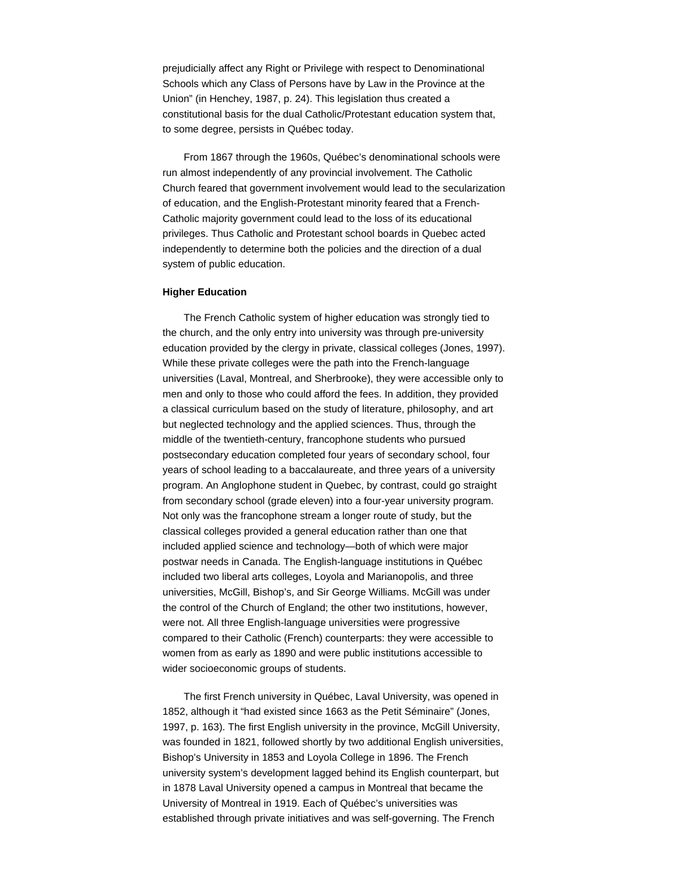prejudicially affect any Right or Privilege with respect to Denominational Schools which any Class of Persons have by Law in the Province at the Union" (in Henchey, 1987, p. 24). This legislation thus created a constitutional basis for the dual Catholic/Protestant education system that, to some degree, persists in Québec today.

From 1867 through the 1960s, Québec's denominational schools were run almost independently of any provincial involvement. The Catholic Church feared that government involvement would lead to the secularization of education, and the English-Protestant minority feared that a French-Catholic majority government could lead to the loss of its educational privileges. Thus Catholic and Protestant school boards in Quebec acted independently to determine both the policies and the direction of a dual system of public education.

**Higher Education**

The French Catholic system of higher education was strongly tied to the church, and the only entry into university was through pre-university education provided by the clergy in private, classical colleges (Jones, 1997). While these private colleges were the path into the French-language universities (Laval, Montreal, and Sherbrooke), they were accessible only to men and only to those who could afford the fees. In addition, they provided a classical curriculum based on the study of literature, philosophy, and art but neglected technology and the applied sciences. Thus, through the middle of the twentieth-century, francophone students who pursued postsecondary education completed four years of secondary school, four years of school leading to a baccalaureate, and three years of a university program. An Anglophone student in Quebec, by contrast, could go straight from secondary school (grade eleven) into a four-year university program. Not only was the francophone stream a longer route of study, but the classical colleges provided a general education rather than one that included applied science and technology—both of which were major postwar needs in Canada. The English-language institutions in Québec included two liberal arts colleges, Loyola and Marianopolis, and three universities, McGill, Bishop's, and Sir George Williams. McGill was under the control of the Church of England; the other two institutions, however, were not. All three English-language universities were progressive compared to their Catholic (French) counterparts: they were accessible to women from as early as 1890 and were public institutions accessible to wider socioeconomic groups of students.

The first French university in Québec, Laval University, was opened in 1852, although it "had existed since 1663 as the Petit Séminaire" (Jones, 1997, p. 163). The first English university in the province, McGill University, was founded in 1821, followed shortly by two additional English universities, Bishop's University in 1853 and Loyola College in 1896. The French university system's development lagged behind its English counterpart, but in 1878 Laval University opened a campus in Montreal that became the University of Montreal in 1919. Each of Québec's universities was established through private initiatives and was self-governing. The French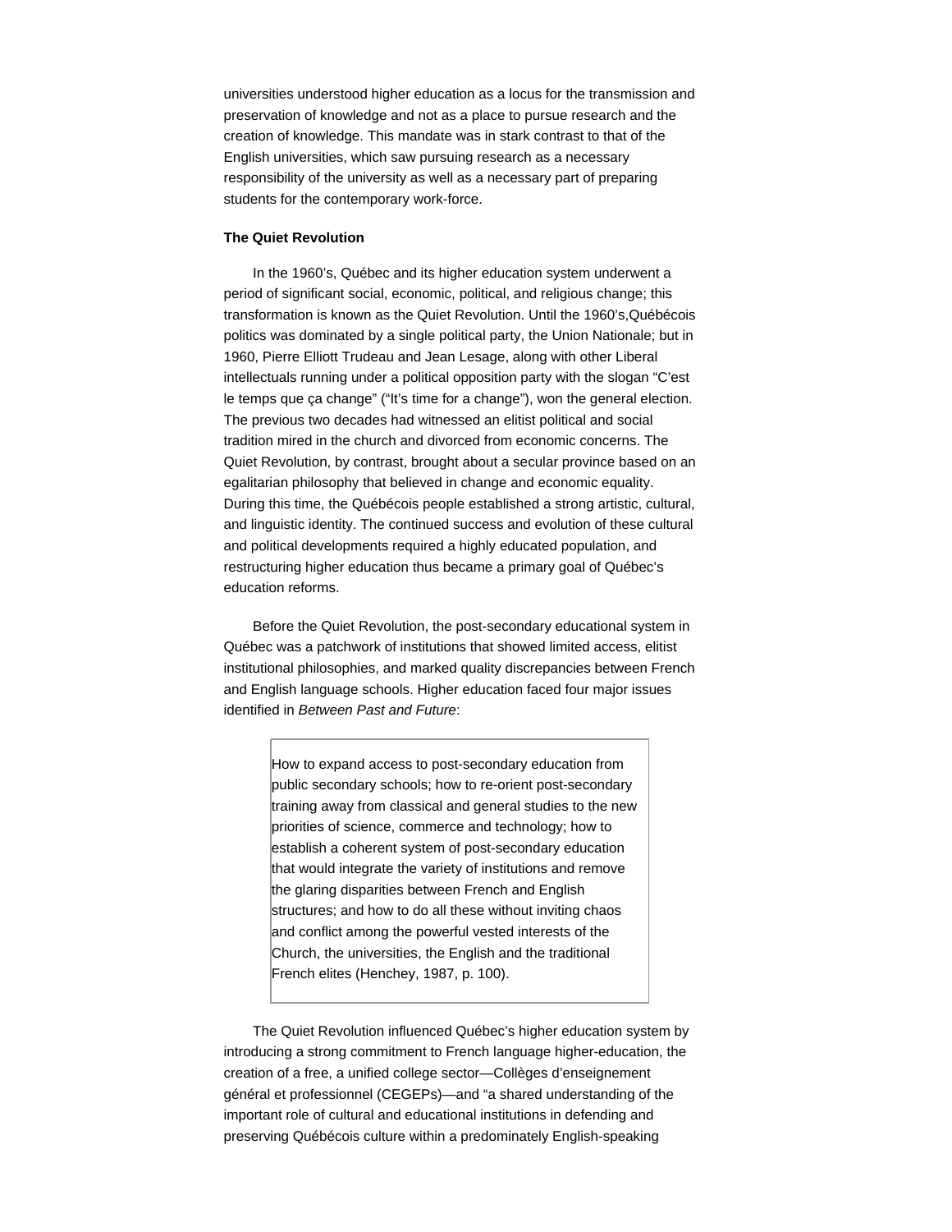universities understood higher education as a locus for the transmission and preservation of knowledge and not as a place to pursue research and the creation of knowledge. This mandate was in stark contrast to that of the English universities, which saw pursuing research as a necessary responsibility of the university as well as a necessary part of preparing students for the contemporary work-force.

**The Quiet Revolution**

In the 1960's, Québec and its higher education system underwent a period of significant social, economic, political, and religious change; this transformation is known as the Quiet Revolution. Until the 1960's,Québécois politics was dominated by a single political party, the Union Nationale; but in 1960, Pierre Elliott Trudeau and Jean Lesage, along with other Liberal intellectuals running under a political opposition party with the slogan "C'est le temps que ça change" ("It's time for a change"), won the general election. The previous two decades had witnessed an elitist political and social tradition mired in the church and divorced from economic concerns. The Quiet Revolution, by contrast, brought about a secular province based on an egalitarian philosophy that believed in change and economic equality. During this time, the Québécois people established a strong artistic, cultural, and linguistic identity. The continued success and evolution of these cultural and political developments required a highly educated population, and restructuring higher education thus became a primary goal of Québec's education reforms.

Before the Quiet Revolution, the post-secondary educational system in Québec was a patchwork of institutions that showed limited access, elitist institutional philosophies, and marked quality discrepancies between French and English language schools. Higher education faced four major issues identified in *Between Past and Future*:

> How to expand access to post-secondary education from public secondary schools; how to re-orient post-secondary training away from classical and general studies to the new priorities of science, commerce and technology; how to establish a coherent system of post-secondary education that would integrate the variety of institutions and remove the glaring disparities between French and English structures; and how to do all these without inviting chaos and conflict among the powerful vested interests of the Church, the universities, the English and the traditional French elites (Henchey, 1987, p. 100).

The Quiet Revolution influenced Québec's higher education system by introducing a strong commitment to French language higher-education, the creation of a free, a unified college sector—Collèges d'enseignement général et professionnel (CEGEPs)—and "a shared understanding of the important role of cultural and educational institutions in defending and preserving Québécois culture within a predominately English-speaking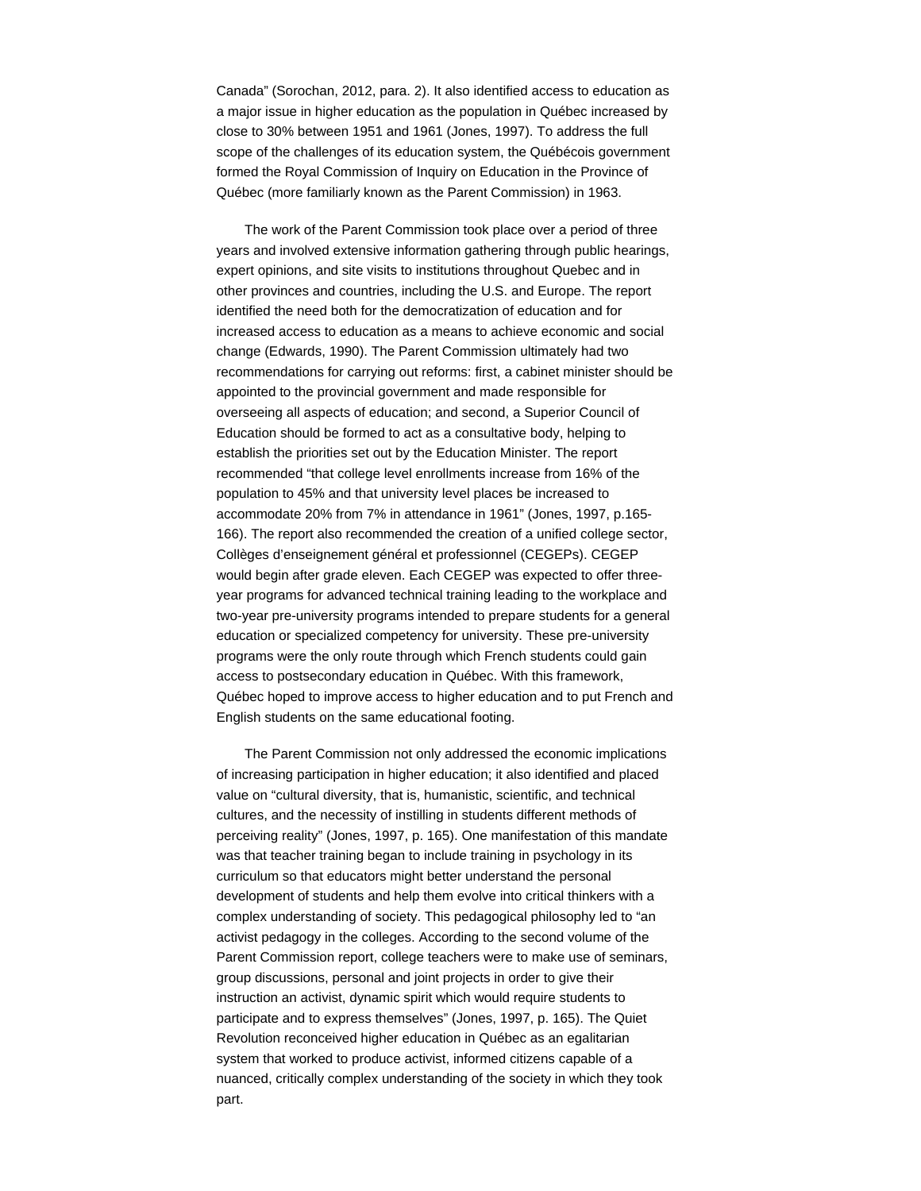Canada" (Sorochan, 2012, para. 2). It also identified access to education as a major issue in higher education as the population in Québec increased by close to 30% between 1951 and 1961 (Jones, 1997). To address the full scope of the challenges of its education system, the Québécois government formed the Royal Commission of Inquiry on Education in the Province of Québec (more familiarly known as the Parent Commission) in 1963.

The work of the Parent Commission took place over a period of three years and involved extensive information gathering through public hearings, expert opinions, and site visits to institutions throughout Quebec and in other provinces and countries, including the U.S. and Europe. The report identified the need both for the democratization of education and for increased access to education as a means to achieve economic and social change (Edwards, 1990). The Parent Commission ultimately had two recommendations for carrying out reforms: first, a cabinet minister should be appointed to the provincial government and made responsible for overseeing all aspects of education; and second, a Superior Council of Education should be formed to act as a consultative body, helping to establish the priorities set out by the Education Minister. The report recommended "that college level enrollments increase from 16% of the population to 45% and that university level places be increased to accommodate 20% from 7% in attendance in 1961" (Jones, 1997, p.165-166). The report also recommended the creation of a unified college sector, Collèges d'enseignement général et professionnel (CEGEPs). CEGEP would begin after grade eleven. Each CEGEP was expected to offer three-year programs for advanced technical training leading to the workplace and two-year pre-university programs intended to prepare students for a general education or specialized competency for university. These pre-university programs were the only route through which French students could gain access to postsecondary education in Québec. With this framework, Québec hoped to improve access to higher education and to put French and English students on the same educational footing.

The Parent Commission not only addressed the economic implications of increasing participation in higher education; it also identified and placed value on "cultural diversity, that is, humanistic, scientific, and technical cultures, and the necessity of instilling in students different methods of perceiving reality" (Jones, 1997, p. 165). One manifestation of this mandate was that teacher training began to include training in psychology in its curriculum so that educators might better understand the personal development of students and help them evolve into critical thinkers with a complex understanding of society. This pedagogical philosophy led to "an activist pedagogy in the colleges. According to the second volume of the Parent Commission report, college teachers were to make use of seminars, group discussions, personal and joint projects in order to give their instruction an activist, dynamic spirit which would require students to participate and to express themselves" (Jones, 1997, p. 165). The Quiet Revolution reconceived higher education in Québec as an egalitarian system that worked to produce activist, informed citizens capable of a nuanced, critically complex understanding of the society in which they took part.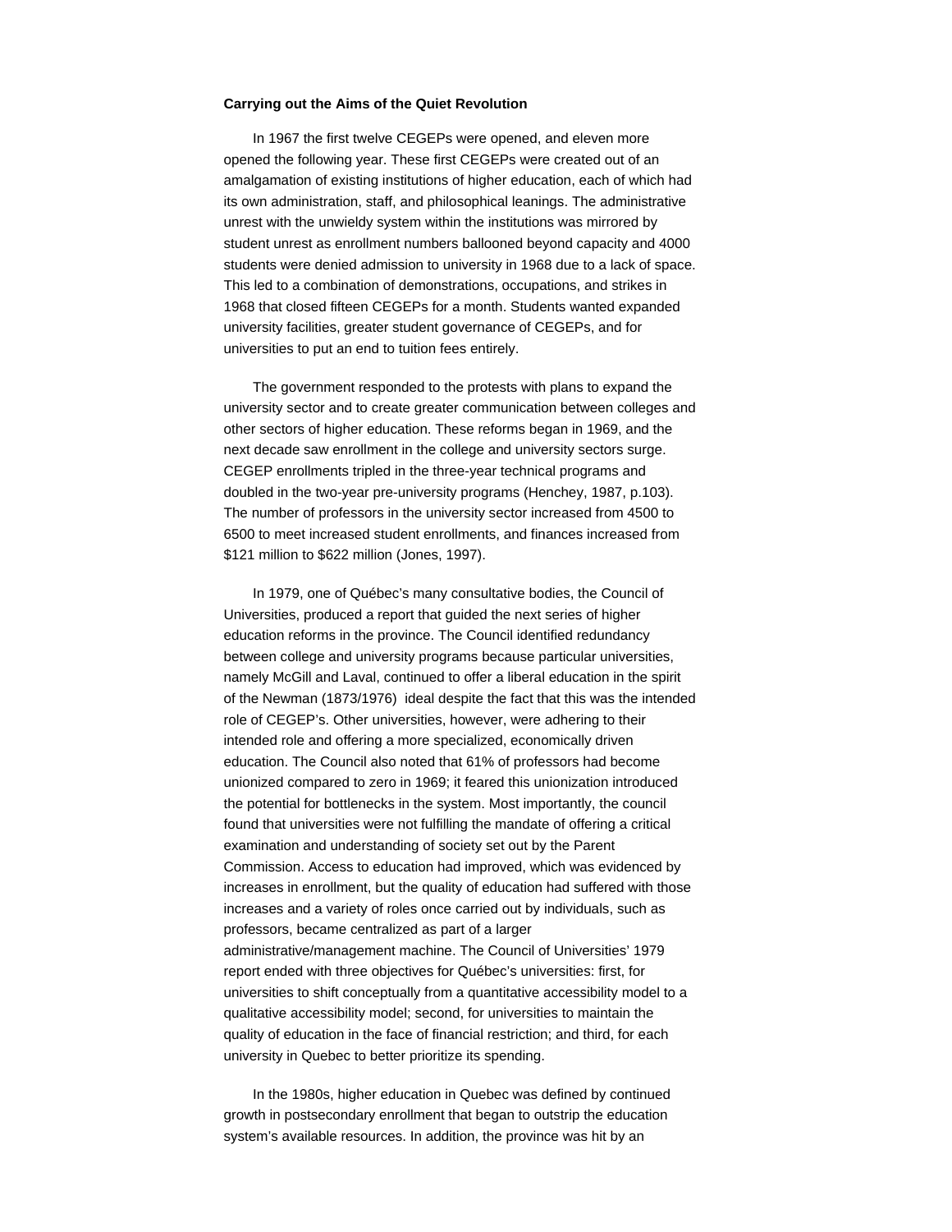**Carrying out the Aims of the Quiet Revolution**

In 1967 the first twelve CEGEPs were opened, and eleven more opened the following year. These first CEGEPs were created out of an amalgamation of existing institutions of higher education, each of which had its own administration, staff, and philosophical leanings. The administrative unrest with the unwieldy system within the institutions was mirrored by student unrest as enrollment numbers ballooned beyond capacity and 4000 students were denied admission to university in 1968 due to a lack of space. This led to a combination of demonstrations, occupations, and strikes in 1968 that closed fifteen CEGEPs for a month. Students wanted expanded university facilities, greater student governance of CEGEPs, and for universities to put an end to tuition fees entirely.

The government responded to the protests with plans to expand the university sector and to create greater communication between colleges and other sectors of higher education. These reforms began in 1969, and the next decade saw enrollment in the college and university sectors surge. CEGEP enrollments tripled in the three-year technical programs and doubled in the two-year pre-university programs (Henchey, 1987, p.103). The number of professors in the university sector increased from 4500 to 6500 to meet increased student enrollments, and finances increased from \$121 million to \$622 million (Jones, 1997).

In 1979, one of Québec's many consultative bodies, the Council of Universities, produced a report that guided the next series of higher education reforms in the province. The Council identified redundancy between college and university programs because particular universities, namely McGill and Laval, continued to offer a liberal education in the spirit of the Newman (1873/1976) ideal despite the fact that this was the intended role of CEGEP's. Other universities, however, were adhering to their intended role and offering a more specialized, economically driven education. The Council also noted that 61% of professors had become unionized compared to zero in 1969; it feared this unionization introduced the potential for bottlenecks in the system. Most importantly, the council found that universities were not fulfilling the mandate of offering a critical examination and understanding of society set out by the Parent Commission. Access to education had improved, which was evidenced by increases in enrollment, but the quality of education had suffered with those increases and a variety of roles once carried out by individuals, such as professors, became centralized as part of a larger administrative/management machine. The Council of Universities' 1979 report ended with three objectives for Québec's universities: first, for universities to shift conceptually from a quantitative accessibility model to a qualitative accessibility model; second, for universities to maintain the quality of education in the face of financial restriction; and third, for each university in Quebec to better prioritize its spending.

In the 1980s, higher education in Quebec was defined by continued growth in postsecondary enrollment that began to outstrip the education system's available resources. In addition, the province was hit by an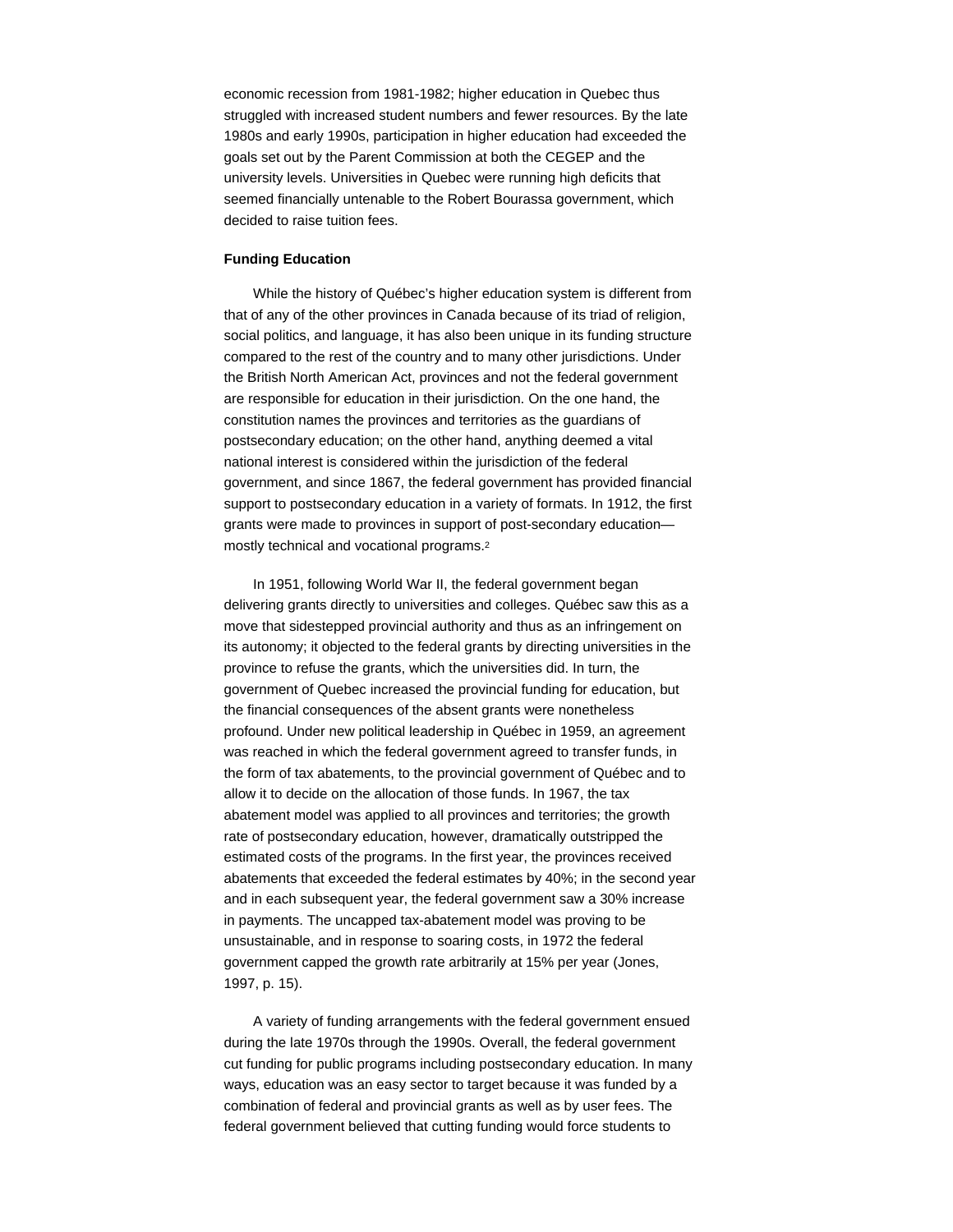economic recession from 1981-1982; higher education in Quebec thus struggled with increased student numbers and fewer resources. By the late 1980s and early 1990s, participation in higher education had exceeded the goals set out by the Parent Commission at both the CEGEP and the university levels. Universities in Quebec were running high deficits that seemed financially untenable to the Robert Bourassa government, which decided to raise tuition fees.

**Funding Education**

While the history of Québec's higher education system is different from that of any of the other provinces in Canada because of its triad of religion, social politics, and language, it has also been unique in its funding structure compared to the rest of the country and to many other jurisdictions. Under the British North American Act, provinces and not the federal government are responsible for education in their jurisdiction. On the one hand, the constitution names the provinces and territories as the guardians of postsecondary education; on the other hand, anything deemed a vital national interest is considered within the jurisdiction of the federal government, and since 1867, the federal government has provided financial support to postsecondary education in a variety of formats. In 1912, the first grants were made to provinces in support of post-secondary education—mostly technical and vocational programs.[2]

In 1951, following World War II, the federal government began delivering grants directly to universities and colleges. Québec saw this as a move that sidestepped provincial authority and thus as an infringement on its autonomy; it objected to the federal grants by directing universities in the province to refuse the grants, which the universities did. In turn, the government of Quebec increased the provincial funding for education, but the financial consequences of the absent grants were nonetheless profound. Under new political leadership in Québec in 1959, an agreement was reached in which the federal government agreed to transfer funds, in the form of tax abatements, to the provincial government of Québec and to allow it to decide on the allocation of those funds. In 1967, the tax abatement model was applied to all provinces and territories; the growth rate of postsecondary education, however, dramatically outstripped the estimated costs of the programs. In the first year, the provinces received abatements that exceeded the federal estimates by 40%; in the second year and in each subsequent year, the federal government saw a 30% increase in payments. The uncapped tax-abatement model was proving to be unsustainable, and in response to soaring costs, in 1972 the federal government capped the growth rate arbitrarily at 15% per year (Jones, 1997, p. 15).

A variety of funding arrangements with the federal government ensued during the late 1970s through the 1990s. Overall, the federal government cut funding for public programs including postsecondary education. In many ways, education was an easy sector to target because it was funded by a combination of federal and provincial grants as well as by user fees. The federal government believed that cutting funding would force students to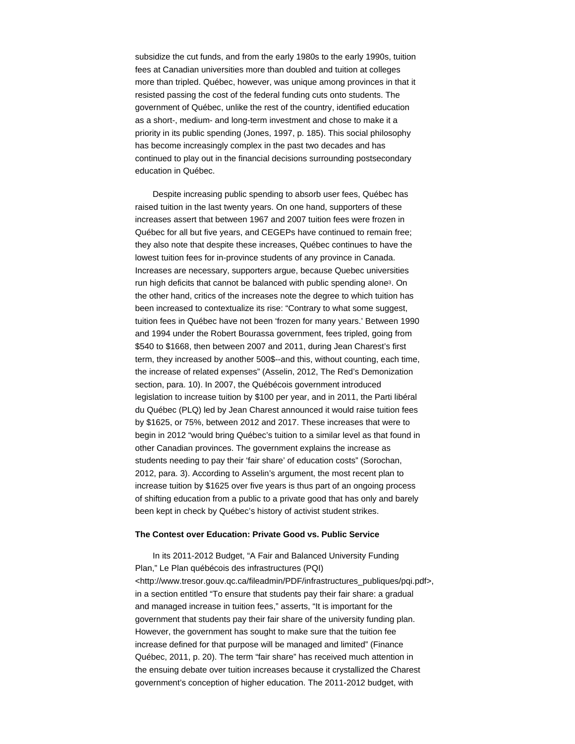subsidize the cut funds, and from the early 1980s to the early 1990s, tuition fees at Canadian universities more than doubled and tuition at colleges more than tripled. Québec, however, was unique among provinces in that it resisted passing the cost of the federal funding cuts onto students. The government of Québec, unlike the rest of the country, identified education as a short-, medium- and long-term investment and chose to make it a priority in its public spending (Jones, 1997, p. 185). This social philosophy has become increasingly complex in the past two decades and has continued to play out in the financial decisions surrounding postsecondary education in Québec.

Despite increasing public spending to absorb user fees, Québec has raised tuition in the last twenty years. On one hand, supporters of these increases assert that between 1967 and 2007 tuition fees were frozen in Québec for all but five years, and CEGEPs have continued to remain free; they also note that despite these increases, Québec continues to have the lowest tuition fees for in-province students of any province in Canada. Increases are necessary, supporters argue, because Quebec universities run high deficits that cannot be balanced with public spending alone[3]. On the other hand, critics of the increases note the degree to which tuition has been increased to contextualize its rise: "Contrary to what some suggest, tuition fees in Québec have not been 'frozen for many years.' Between 1990 and 1994 under the Robert Bourassa government, fees tripled, going from $540 to $1668, then between 2007 and 2011, during Jean Charest's first term, they increased by another 500$--and this, without counting, each time, the increase of related expenses" (Asselin, 2012, The Red's Demonization section, para. 10). In 2007, the Québécois government introduced legislation to increase tuition by $100 per year, and in 2011, the Parti libéral du Québec (PLQ) led by Jean Charest announced it would raise tuition fees by $1625, or 75%, between 2012 and 2017. These increases that were to begin in 2012 "would bring Québec's tuition to a similar level as that found in other Canadian provinces. The government explains the increase as students needing to pay their 'fair share' of education costs" (Sorochan, 2012, para. 3). According to Asselin's argument, the most recent plan to increase tuition by $1625 over five years is thus part of an ongoing process of shifting education from a public to a private good that has only and barely been kept in check by Québec's history of activist student strikes.

### The Contest over Education: Private Good vs. Public Service

In its 2011-2012 Budget, "A Fair and Balanced University Funding Plan," Le Plan québécois des infrastructures (PQI) <http://www.tresor.gouv.qc.ca/fileadmin/PDF/infrastructures_publiques/pqi.pdf>, in a section entitled "To ensure that students pay their fair share: a gradual and managed increase in tuition fees," asserts, "It is important for the government that students pay their fair share of the university funding plan. However, the government has sought to make sure that the tuition fee increase defined for that purpose will be managed and limited" (Finance Québec, 2011, p. 20). The term "fair share" has received much attention in the ensuing debate over tuition increases because it crystallized the Charest government's conception of higher education. The 2011-2012 budget, with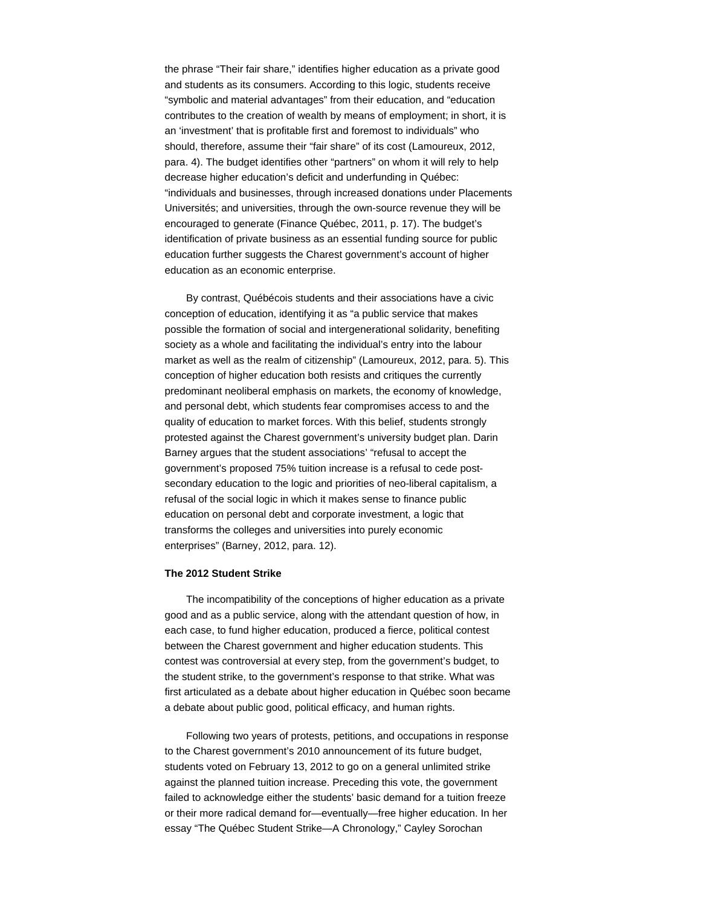the phrase “Their fair share,” identifies higher education as a private good and students as its consumers. According to this logic, students receive “symbolic and material advantages” from their education, and “education contributes to the creation of wealth by means of employment; in short, it is an ‘investment’ that is profitable first and foremost to individuals” who should, therefore, assume their “fair share” of its cost (Lamoureux, 2012, para. 4). The budget identifies other “partners” on whom it will rely to help decrease higher education’s deficit and underfunding in Québec: “individuals and businesses, through increased donations under Placements Universités; and universities, through the own-source revenue they will be encouraged to generate (Finance Québec, 2011, p. 17). The budget’s identification of private business as an essential funding source for public education further suggests the Charest government’s account of higher education as an economic enterprise.

By contrast, Québécois students and their associations have a civic conception of education, identifying it as “a public service that makes possible the formation of social and intergenerational solidarity, benefiting society as a whole and facilitating the individual’s entry into the labour market as well as the realm of citizenship” (Lamoureux, 2012, para. 5). This conception of higher education both resists and critiques the currently predominant neoliberal emphasis on markets, the economy of knowledge, and personal debt, which students fear compromises access to and the quality of education to market forces. With this belief, students strongly protested against the Charest government’s university budget plan. Darin Barney argues that the student associations’ “refusal to accept the government’s proposed 75% tuition increase is a refusal to cede post-secondary education to the logic and priorities of neo-liberal capitalism, a refusal of the social logic in which it makes sense to finance public education on personal debt and corporate investment, a logic that transforms the colleges and universities into purely economic enterprises” (Barney, 2012, para. 12).

**The 2012 Student Strike**

The incompatibility of the conceptions of higher education as a private good and as a public service, along with the attendant question of how, in each case, to fund higher education, produced a fierce, political contest between the Charest government and higher education students. This contest was controversial at every step, from the government’s budget, to the student strike, to the government’s response to that strike. What was first articulated as a debate about higher education in Québec soon became a debate about public good, political efficacy, and human rights.

Following two years of protests, petitions, and occupations in response to the Charest government’s 2010 announcement of its future budget, students voted on February 13, 2012 to go on a general unlimited strike against the planned tuition increase. Preceding this vote, the government failed to acknowledge either the students’ basic demand for a tuition freeze or their more radical demand for—eventually—free higher education. In her essay “The Québec Student Strike—A Chronology,” Cayley Sorochan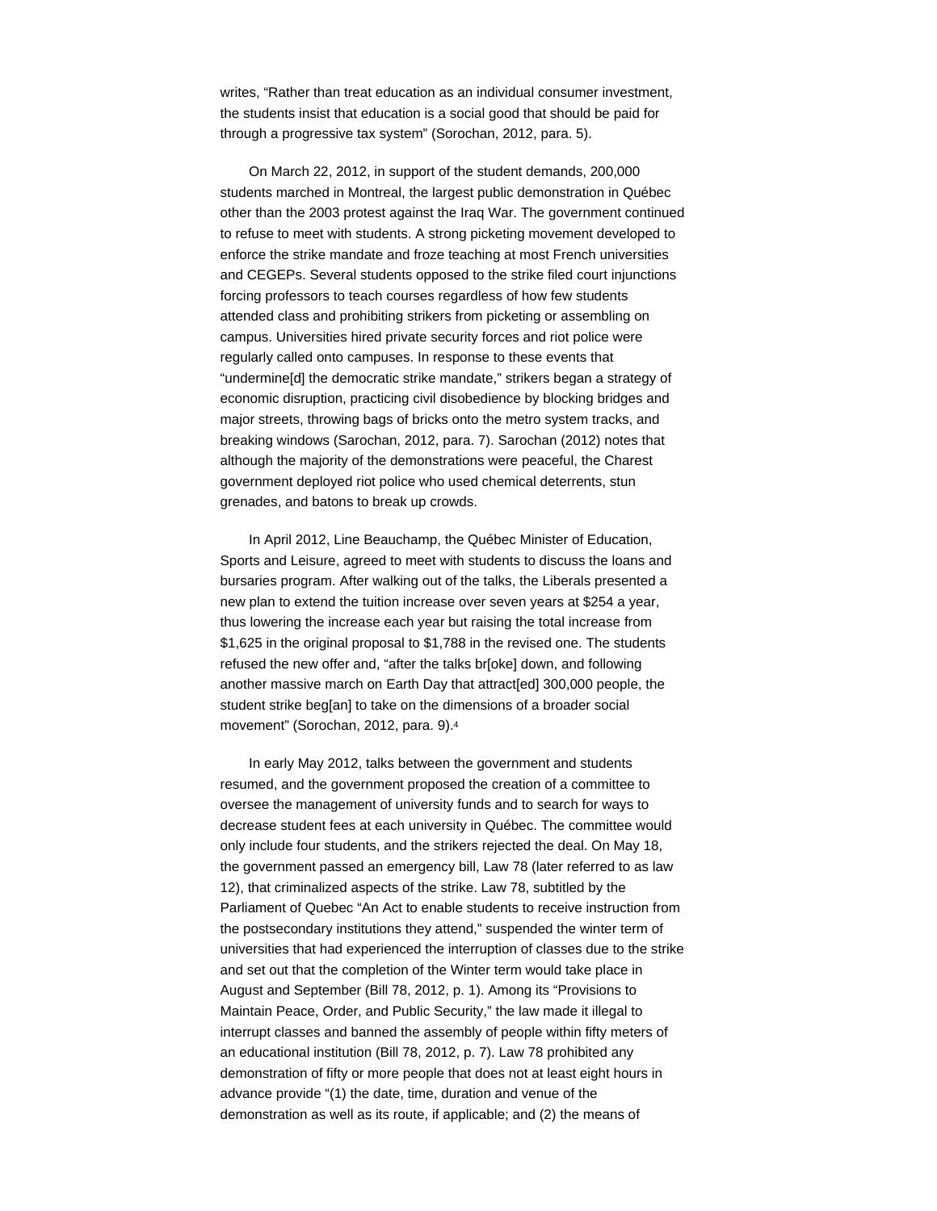writes, “Rather than treat education as an individual consumer investment, the students insist that education is a social good that should be paid for through a progressive tax system” (Sorochan, 2012, para. 5).

On March 22, 2012, in support of the student demands, 200,000 students marched in Montreal, the largest public demonstration in Québec other than the 2003 protest against the Iraq War. The government continued to refuse to meet with students. A strong picketing movement developed to enforce the strike mandate and froze teaching at most French universities and CEGEPs. Several students opposed to the strike filed court injunctions forcing professors to teach courses regardless of how few students attended class and prohibiting strikers from picketing or assembling on campus. Universities hired private security forces and riot police were regularly called onto campuses. In response to these events that “undermine[d] the democratic strike mandate,” strikers began a strategy of economic disruption, practicing civil disobedience by blocking bridges and major streets, throwing bags of bricks onto the metro system tracks, and breaking windows (Sarochan, 2012, para. 7). Sarochan (2012) notes that although the majority of the demonstrations were peaceful, the Charest government deployed riot police who used chemical deterrents, stun grenades, and batons to break up crowds.

In April 2012, Line Beauchamp, the Québec Minister of Education, Sports and Leisure, agreed to meet with students to discuss the loans and bursaries program. After walking out of the talks, the Liberals presented a new plan to extend the tuition increase over seven years at $254 a year, thus lowering the increase each year but raising the total increase from $1,625 in the original proposal to $1,788 in the revised one. The students refused the new offer and, “after the talks br[oke] down, and following another massive march on Earth Day that attract[ed] 300,000 people, the student strike beg[an] to take on the dimensions of a broader social movement” (Sorochan, 2012, para. 9).[4]

In early May 2012, talks between the government and students resumed, and the government proposed the creation of a committee to oversee the management of university funds and to search for ways to decrease student fees at each university in Québec. The committee would only include four students, and the strikers rejected the deal. On May 18, the government passed an emergency bill, Law 78 (later referred to as law 12), that criminalized aspects of the strike. Law 78, subtitled by the Parliament of Quebec “An Act to enable students to receive instruction from the postsecondary institutions they attend,” suspended the winter term of universities that had experienced the interruption of classes due to the strike and set out that the completion of the Winter term would take place in August and September (Bill 78, 2012, p. 1). Among its “Provisions to Maintain Peace, Order, and Public Security,” the law made it illegal to interrupt classes and banned the assembly of people within fifty meters of an educational institution (Bill 78, 2012, p. 7). Law 78 prohibited any demonstration of fifty or more people that does not at least eight hours in advance provide “(1) the date, time, duration and venue of the demonstration as well as its route, if applicable; and (2) the means of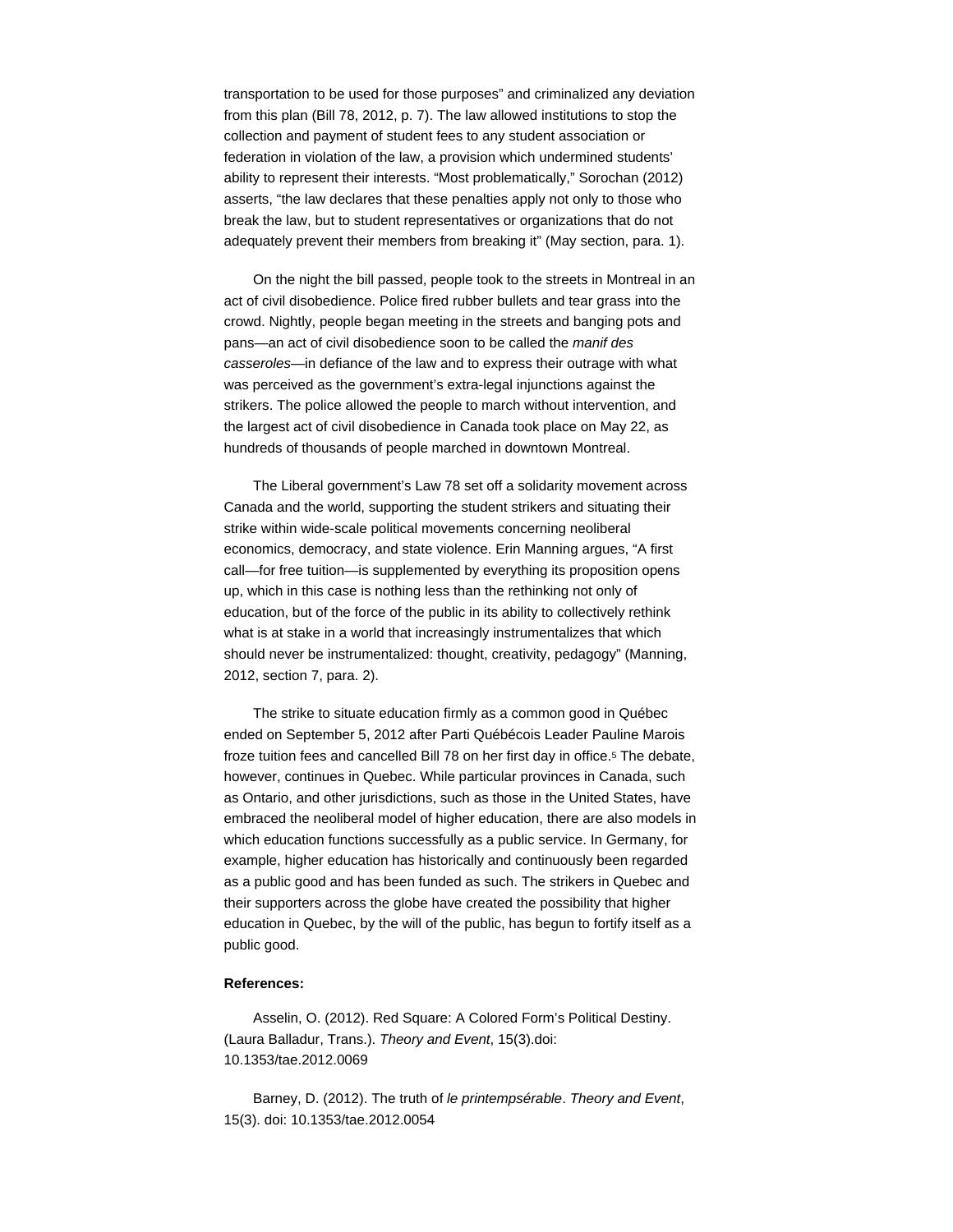transportation to be used for those purposes" and criminalized any deviation from this plan (Bill 78, 2012, p. 7). The law allowed institutions to stop the collection and payment of student fees to any student association or federation in violation of the law, a provision which undermined students' ability to represent their interests. "Most problematically," Sorochan (2012) asserts, "the law declares that these penalties apply not only to those who break the law, but to student representatives or organizations that do not adequately prevent their members from breaking it" (May section, para. 1).

On the night the bill passed, people took to the streets in Montreal in an act of civil disobedience. Police fired rubber bullets and tear grass into the crowd. Nightly, people began meeting in the streets and banging pots and pans—an act of civil disobedience soon to be called the *manif des casseroles*—in defiance of the law and to express their outrage with what was perceived as the government's extra-legal injunctions against the strikers. The police allowed the people to march without intervention, and the largest act of civil disobedience in Canada took place on May 22, as hundreds of thousands of people marched in downtown Montreal.

The Liberal government's Law 78 set off a solidarity movement across Canada and the world, supporting the student strikers and situating their strike within wide-scale political movements concerning neoliberal economics, democracy, and state violence. Erin Manning argues, "A first call—for free tuition—is supplemented by everything its proposition opens up, which in this case is nothing less than the rethinking not only of education, but of the force of the public in its ability to collectively rethink what is at stake in a world that increasingly instrumentalizes that which should never be instrumentalized: thought, creativity, pedagogy" (Manning, 2012, section 7, para. 2).

The strike to situate education firmly as a common good in Québec ended on September 5, 2012 after Parti Québécois Leader Pauline Marois froze tuition fees and cancelled Bill 78 on her first day in office.[5] The debate, however, continues in Quebec. While particular provinces in Canada, such as Ontario, and other jurisdictions, such as those in the United States, have embraced the neoliberal model of higher education, there are also models in which education functions successfully as a public service. In Germany, for example, higher education has historically and continuously been regarded as a public good and has been funded as such. The strikers in Quebec and their supporters across the globe have created the possibility that higher education in Quebec, by the will of the public, has begun to fortify itself as a public good.

**References:**

Asselin, O. (2012). Red Square: A Colored Form's Political Destiny. (Laura Balladur, Trans.). *Theory and Event*, 15(3).doi: 10.1353/tae.2012.0069

Barney, D. (2012). The truth of *le printempsérable*. *Theory and Event*, 15(3). doi: 10.1353/tae.2012.0054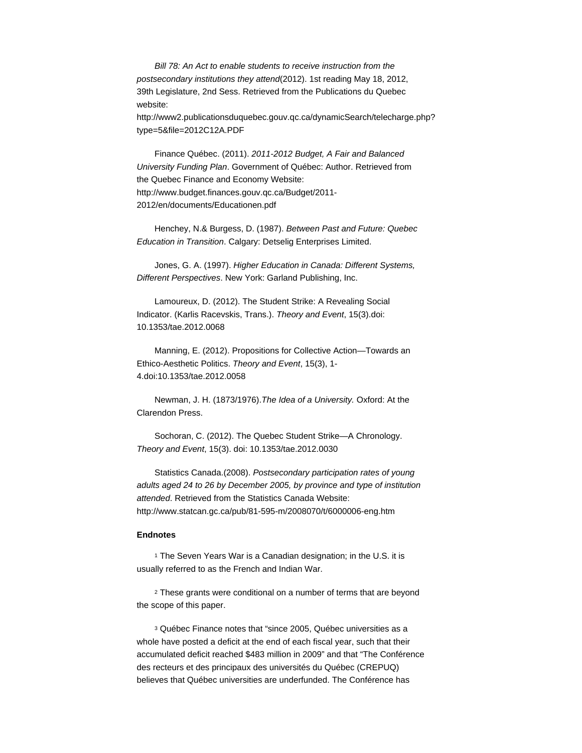*Bill 78: An Act to enable students to receive instruction from the postsecondary institutions they attend*(2012). 1st reading May 18, 2012, 39th Legislature, 2nd Sess. Retrieved from the Publications du Quebec website: http://www2.publicationsduquebec.gouv.qc.ca/dynamicSearch/telecharge.php?type=5&file=2012C12A.PDF

Finance Québec. (2011). *2011-2012 Budget, A Fair and Balanced University Funding Plan*. Government of Québec: Author. Retrieved from the Quebec Finance and Economy Website: http://www.budget.finances.gouv.qc.ca/Budget/2011-2012/en/documents/Educationen.pdf

Henchey, N.& Burgess, D. (1987). *Between Past and Future: Quebec Education in Transition*. Calgary: Detselig Enterprises Limited.

Jones, G. A. (1997). *Higher Education in Canada: Different Systems, Different Perspectives*. New York: Garland Publishing, Inc.

Lamoureux, D. (2012). The Student Strike: A Revealing Social Indicator. (Karlis Racevskis, Trans.). *Theory and Event*, 15(3).doi: 10.1353/tae.2012.0068

Manning, E. (2012). Propositions for Collective Action—Towards an Ethico-Aesthetic Politics. *Theory and Event*, 15(3), 1-4.doi:10.1353/tae.2012.0058

Newman, J. H. (1873/1976).*The Idea of a University.* Oxford: At the Clarendon Press.

Sochoran, C. (2012). The Quebec Student Strike—A Chronology. *Theory and Event*, 15(3). doi: 10.1353/tae.2012.0030

Statistics Canada.(2008). *Postsecondary participation rates of young adults aged 24 to 26 by December 2005, by province and type of institution attended*. Retrieved from the Statistics Canada Website: http://www.statcan.gc.ca/pub/81-595-m/2008070/t/6000006-eng.htm

**Endnotes**

[1] The Seven Years War is a Canadian designation; in the U.S. it is usually referred to as the French and Indian War.

[2] These grants were conditional on a number of terms that are beyond the scope of this paper.

[3] Québec Finance notes that "since 2005, Québec universities as a whole have posted a deficit at the end of each fiscal year, such that their accumulated deficit reached $483 million in 2009" and that "The Conférence des recteurs et des principaux des universités du Québec (CREPUQ) believes that Québec universities are underfunded. The Conférence has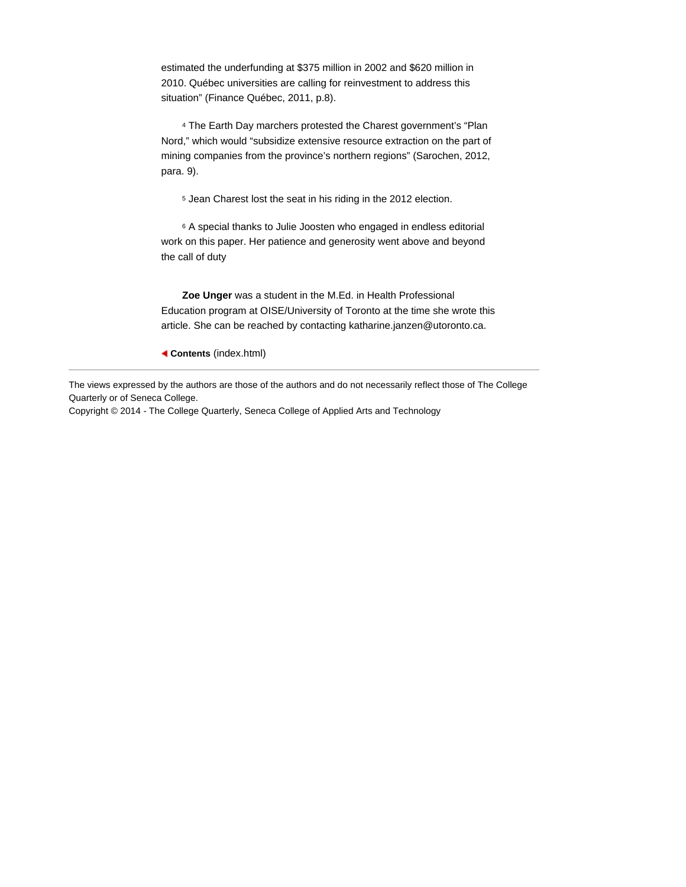estimated the underfunding at $375 million in 2002 and $620 million in 2010. Québec universities are calling for reinvestment to address this situation" (Finance Québec, 2011, p.8).

[4] The Earth Day marchers protested the Charest government's "Plan Nord," which would "subsidize extensive resource extraction on the part of mining companies from the province's northern regions" (Sarochen, 2012, para. 9).

[5] Jean Charest lost the seat in his riding in the 2012 election.

[6] A special thanks to Julie Joosten who engaged in endless editorial work on this paper. Her patience and generosity went above and beyond the call of duty

**Zoe Unger** was a student in the M.Ed. in Health Professional Education program at OISE/University of Toronto at the time she wrote this article. She can be reached by contacting katharine.janzen@utoronto.ca.

◀ **Contents** (index.html)

---

The views expressed by the authors are those of the authors and do not necessarily reflect those of The College Quarterly or of Seneca College.
Copyright © 2014 - The College Quarterly, Seneca College of Applied Arts and Technology